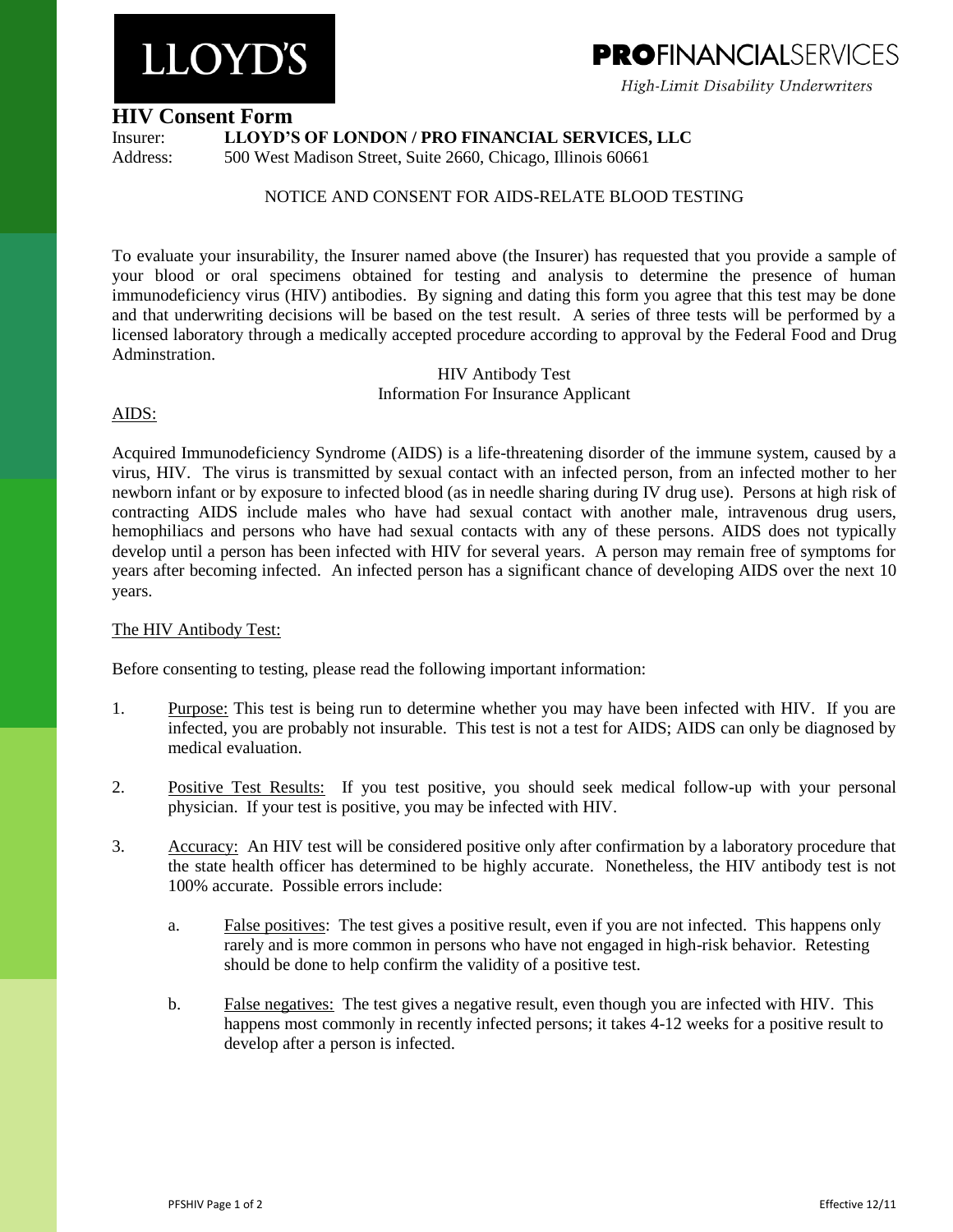LLOYD'S

**PRO**FINANCIALSERVICES

*High-Limit Disability Underwriters*

# HIV Consent Form

Insurer: **LLOYD'S OF LONDON / PRO FINANCIAL SERVICES, LLC**

Address: 500 West Madison Street, Suite 2660, Chicago, Illinois 60661

NOTICE AND CONSENT FOR AIDS-RELATE BLOOD TESTING

To evaluate your insurability, the Insurer named above (the Insurer) has requested that you provide a sample of your blood or oral specimens obtained for testing and analysis to determine the presence of human immunodeficiency virus (HIV) antibodies. By signing and dating this form you agree that this test may be done and that underwriting decisions will be based on the test result. A series of three tests will be performed by a licensed laboratory through a medically accepted procedure according to approval by the Federal Food and Drug Adminstration.

HIV Antibody Test
Information For Insurance Applicant

AIDS:

Acquired Immunodeficiency Syndrome (AIDS) is a life-threatening disorder of the immune system, caused by a virus, HIV. The virus is transmitted by sexual contact with an infected person, from an infected mother to her newborn infant or by exposure to infected blood (as in needle sharing during IV drug use). Persons at high risk of contracting AIDS include males who have had sexual contact with another male, intravenous drug users, hemophiliacs and persons who have had sexual contacts with any of these persons. AIDS does not typically develop until a person has been infected with HIV for several years. A person may remain free of symptoms for years after becoming infected. An infected person has a significant chance of developing AIDS over the next 10 years.

The HIV Antibody Test:

Before consenting to testing, please read the following important information:

1. Purpose: This test is being run to determine whether you may have been infected with HIV. If you are infected, you are probably not insurable. This test is not a test for AIDS; AIDS can only be diagnosed by medical evaluation.

2. Positive Test Results: If you test positive, you should seek medical follow-up with your personal physician. If your test is positive, you may be infected with HIV.

3. Accuracy: An HIV test will be considered positive only after confirmation by a laboratory procedure that the state health officer has determined to be highly accurate. Nonetheless, the HIV antibody test is not 100% accurate. Possible errors include:

    a. False positives: The test gives a positive result, even if you are not infected. This happens only rarely and is more common in persons who have not engaged in high-risk behavior. Retesting should be done to help confirm the validity of a positive test.

    b. False negatives: The test gives a negative result, even though you are infected with HIV. This happens most commonly in recently infected persons; it takes 4-12 weeks for a positive result to develop after a person is infected.

PFSHIV Page 1 of 2 Effective 12/11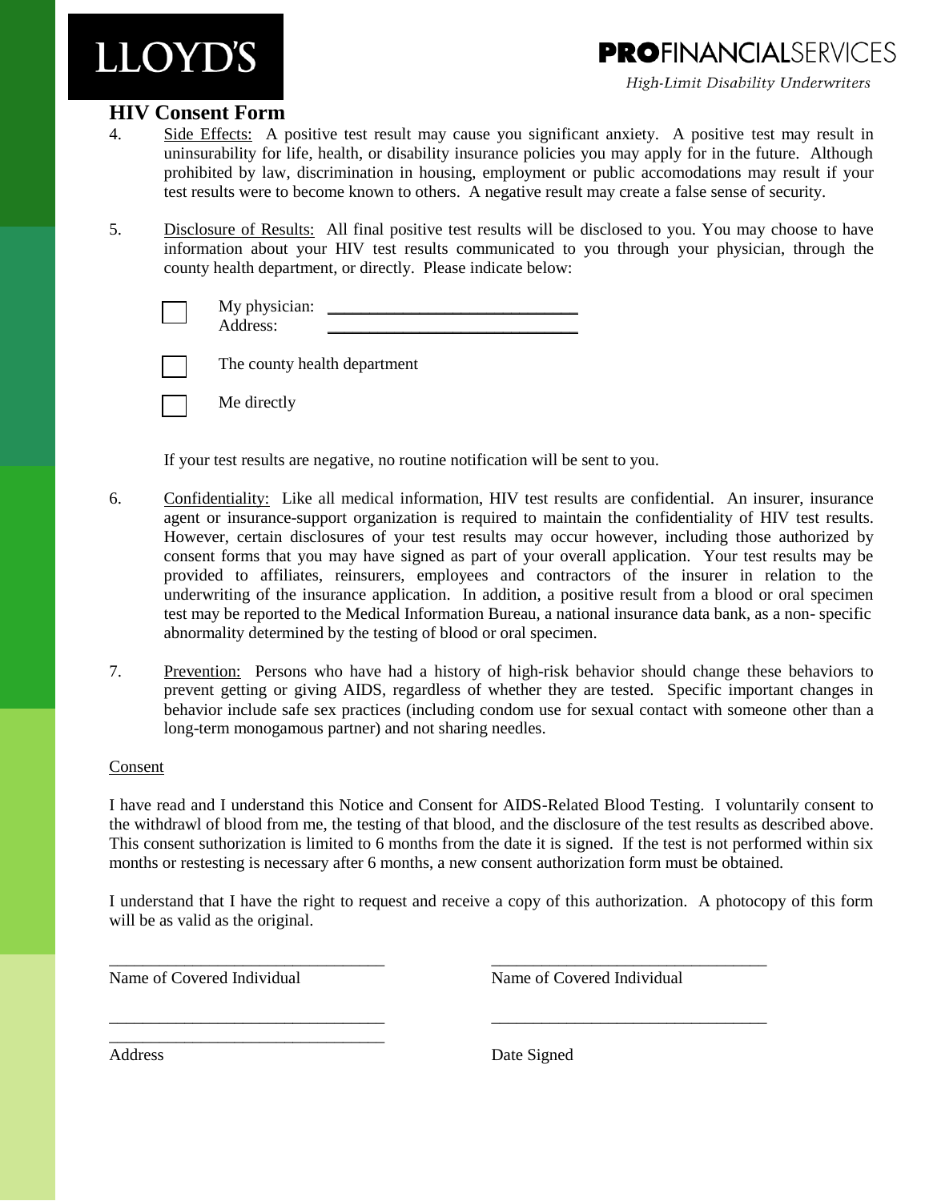LLOYD'S

**PRO**FINANCIALSERVICES

*High-Limit Disability Underwriters*

## HIV Consent Form

4. Side Effects: A positive test result may cause you significant anxiety. A positive test may result in uninsurability for life, health, or disability insurance policies you may apply for in the future. Although prohibited by law, discrimination in housing, employment or public accomodations may result if your test results were to become known to others. A negative result may create a false sense of security.

5. Disclosure of Results: All final positive test results will be disclosed to you. You may choose to have information about your HIV test results communicated to you through your physician, through the county health department, or directly. Please indicate below:

   ☐ My physician: ______________________________
   Address: ______________________________

   ☐ The county health department

   ☐ Me directly

   If your test results are negative, no routine notification will be sent to you.

6. Confidentiality: Like all medical information, HIV test results are confidential. An insurer, insurance agent or insurance-support organization is required to maintain the confidentiality of HIV test results. However, certain disclosures of your test results may occur however, including those authorized by consent forms that you may have signed as part of your overall application. Your test results may be provided to affiliates, reinsurers, employees and contractors of the insurer in relation to the underwriting of the insurance application. In addition, a positive result from a blood or oral specimen test may be reported to the Medical Information Bureau, a national insurance data bank, as a non- specific abnormality determined by the testing of blood or oral specimen.

7. Prevention: Persons who have had a history of high-risk behavior should change these behaviors to prevent getting or giving AIDS, regardless of whether they are tested. Specific important changes in behavior include safe sex practices (including condom use for sexual contact with someone other than a long-term monogamous partner) and not sharing needles.

Consent

I have read and I understand this Notice and Consent for AIDS-Related Blood Testing. I voluntarily consent to the withdrawl of blood from me, the testing of that blood, and the disclosure of the test results as described above. This consent suthorization is limited to 6 months from the date it is signed. If the test is not performed within six months or restesting is necessary after 6 months, a new consent authorization form must be obtained.

I understand that I have the right to request and receive a copy of this authorization. A photocopy of this form will be as valid as the original.

______________________________ ______________________________
Name of Covered Individual Name of Covered Individual

______________________________ ______________________________
______________________________
Address Date Signed